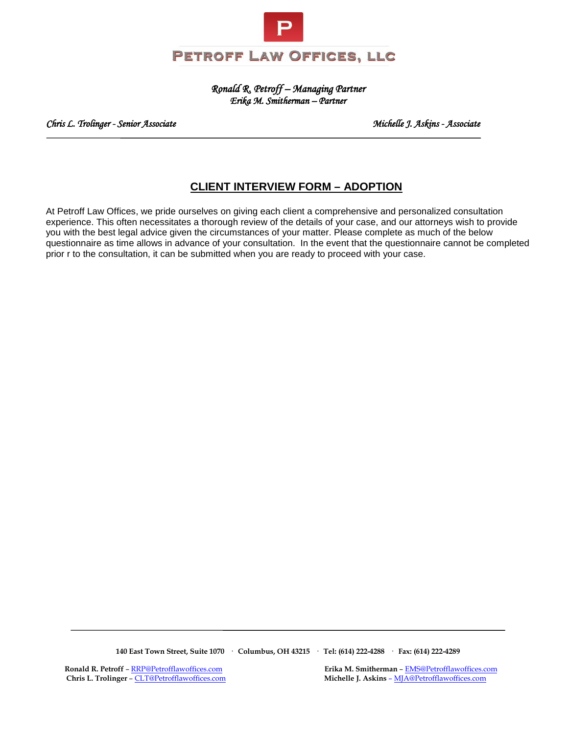**PETROFF LAW OFFICES, LLC**

*Ronald R. Petroff – Managing Partner*
*Erika M. Smitherman – Partner*

*Chris L. Trolinger - Senior Associate*

*Michelle J. Askins - Associate*

---

## CLIENT INTERVIEW FORM – ADOPTION

At Petroff Law Offices, we pride ourselves on giving each client a comprehensive and personalized consultation experience. This often necessitates a thorough review of the details of your case, and our attorneys wish to provide you with the best legal advice given the circumstances of your matter. Please complete as much of the below questionnaire as time allows in advance of your consultation. In the event that the questionnaire cannot be completed prior r to the consultation, it can be submitted when you are ready to proceed with your case.

---

**140 East Town Street, Suite 1070 · Columbus, OH 43215 · Tel: (614) 222-4288 · Fax: (614) 222-4289**

**Ronald R. Petroff** – RRP@Petrofflawoffices.com
**Erika M. Smitherman** – EMS@Petrofflawoffices.com
**Chris L. Trolinger** – CLT@Petrofflawoffices.com
**Michelle J. Askins** – MJA@Petrofflawoffices.com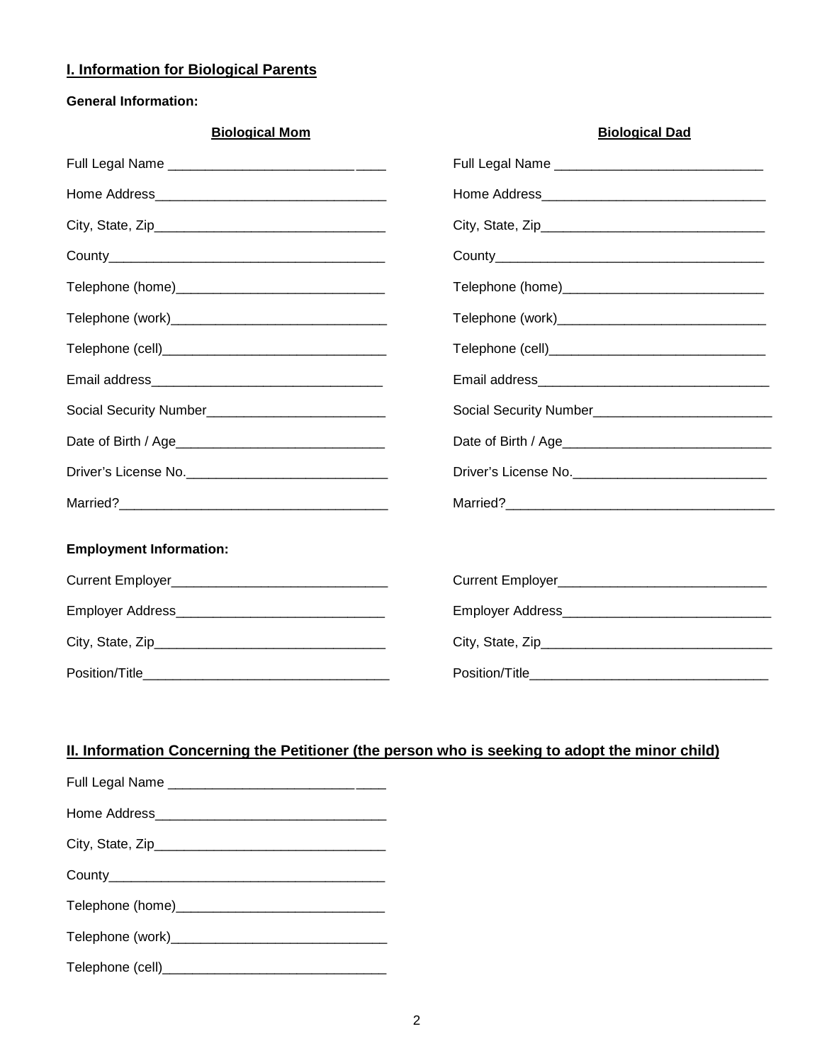## I. Information for Biological Parents

**General Information:**

**Biological Mom**

Full Legal Name ______________________________

Home Address______________________________

City, State, Zip______________________________

County______________________________

Telephone (home)______________________________

Telephone (work)______________________________

Telephone (cell)______________________________

Email address______________________________

Social Security Number______________________________

Date of Birth / Age______________________________

Driver's License No.______________________________

Married?______________________________

**Biological Dad**

Full Legal Name ______________________________

Home Address______________________________

City, State, Zip______________________________

County______________________________

Telephone (home)______________________________

Telephone (work)______________________________

Telephone (cell)______________________________

Email address______________________________

Social Security Number______________________________

Date of Birth / Age______________________________

Driver's License No.______________________________

Married?______________________________

**Employment Information:**

**Biological Mom**

Current Employer______________________________

Employer Address______________________________

City, State, Zip______________________________

Position/Title______________________________

**Biological Dad**

Current Employer______________________________

Employer Address______________________________

City, State, Zip______________________________

Position/Title______________________________

## II. Information Concerning the Petitioner (the person who is seeking to adopt the minor child)

Full Legal Name ______________________________

Home Address______________________________

City, State, Zip______________________________

County______________________________

Telephone (home)______________________________

Telephone (work)______________________________

Telephone (cell)______________________________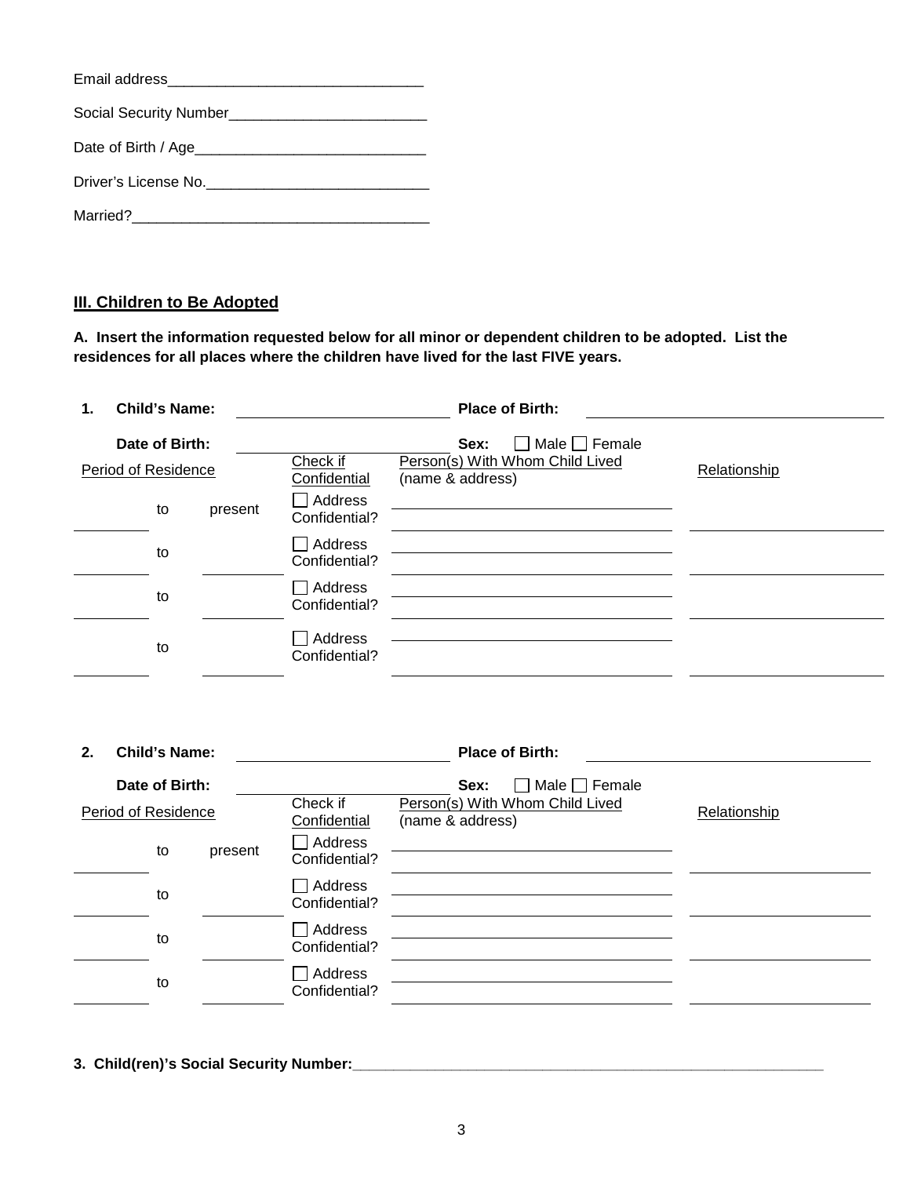Email address_______________________________

Social Security Number________________________

Date of Birth / Age____________________________

Driver's License No.___________________________

Married?____________________________________

## III. Children to Be Adopted

**A. Insert the information requested below for all minor or dependent children to be adopted. List the residences for all places where the children have lived for the last FIVE years.**

**1. Child's Name:** ____________________ **Place of Birth:** ____________________

**Date of Birth:** ____________________ **Sex:** ☐ Male ☐ Female

| Period of Residence | | | Check if Confidential | Person(s) With Whom Child Lived (name & address) | Relationship |
|---|---|---|---|---|---|
| ________ | to | present | ☐ Address Confidential? | | |
| ________ | to | ________ | ☐ Address Confidential? | | |
| ________ | to | ________ | ☐ Address Confidential? | | |
| ________ | to | ________ | ☐ Address Confidential? | | |

**2. Child's Name:** ____________________ **Place of Birth:** ____________________

**Date of Birth:** ____________________ **Sex:** ☐ Male ☐ Female

| Period of Residence | | | Check if Confidential | Person(s) With Whom Child Lived (name & address) | Relationship |
|---|---|---|---|---|---|
| ________ | to | present | ☐ Address Confidential? | | |
| ________ | to | ________ | ☐ Address Confidential? | | |
| ________ | to | ________ | ☐ Address Confidential? | | |
| ________ | to | ________ | ☐ Address Confidential? | | |

**3. Child(ren)'s Social Security Number:**_______________________________________________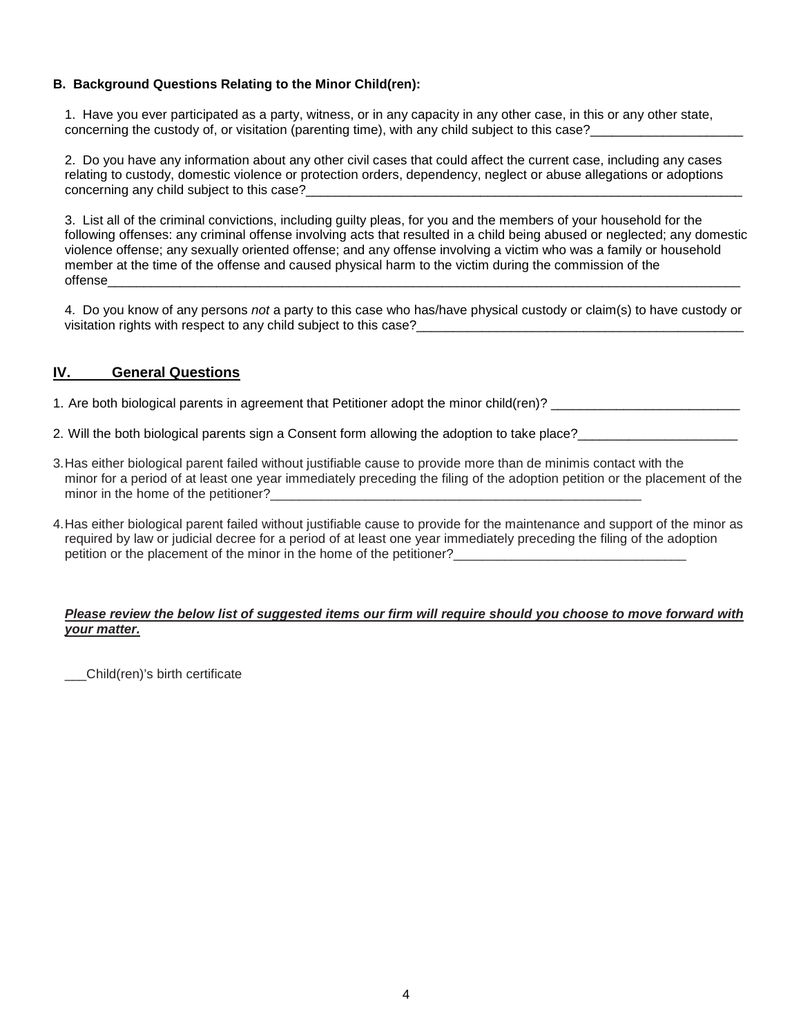**B. Background Questions Relating to the Minor Child(ren):**

1. Have you ever participated as a party, witness, or in any capacity in any other case, in this or any other state, concerning the custody of, or visitation (parenting time), with any child subject to this case?_____________________

2. Do you have any information about any other civil cases that could affect the current case, including any cases relating to custody, domestic violence or protection orders, dependency, neglect or abuse allegations or adoptions concerning any child subject to this case?_______________________________________________________________

3. List all of the criminal convictions, including guilty pleas, for you and the members of your household for the following offenses: any criminal offense involving acts that resulted in a child being abused or neglected; any domestic violence offense; any sexually oriented offense; and any offense involving a victim who was a family or household member at the time of the offense and caused physical harm to the victim during the commission of the offense_____________________________________________________________________________________

4. Do you know of any persons *not* a party to this case who has/have physical custody or claim(s) to have custody or visitation rights with respect to any child subject to this case?_______________________________________________

## IV. General Questions

1. Are both biological parents in agreement that Petitioner adopt the minor child(ren)? __________________________

2. Will the both biological parents sign a Consent form allowing the adoption to take place?______________________

3. Has either biological parent failed without justifiable cause to provide more than de minimis contact with the minor for a period of at least one year immediately preceding the filing of the adoption petition or the placement of the minor in the home of the petitioner?_____________________________________________________

4. Has either biological parent failed without justifiable cause to provide for the maintenance and support of the minor as required by law or judicial decree for a period of at least one year immediately preceding the filing of the adoption petition or the placement of the minor in the home of the petitioner?________________________________

***Please review the below list of suggested items our firm will require should you choose to move forward with your matter.***

___Child(ren)'s birth certificate